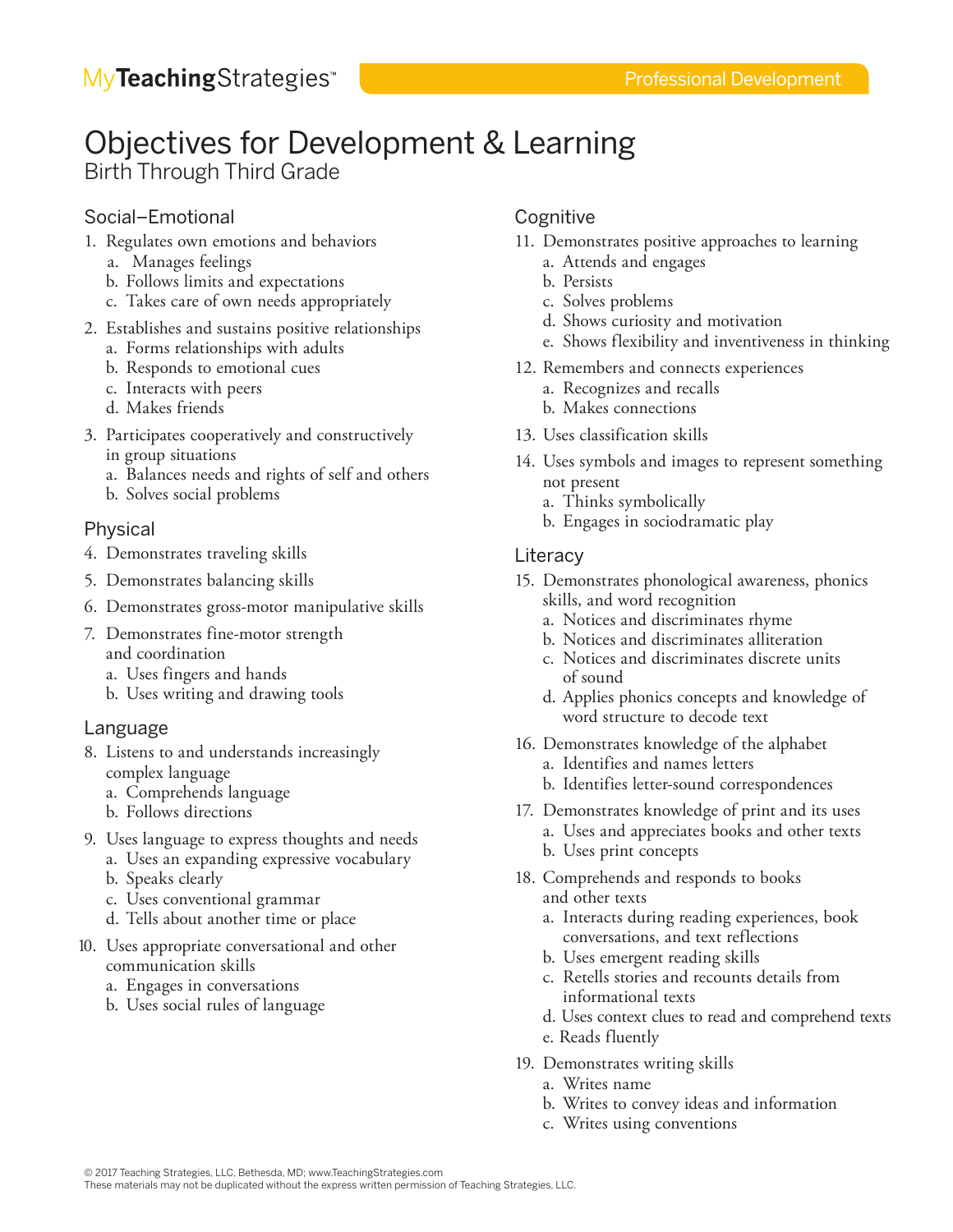MyTeachingStrategies™ — Professional Development

# Objectives for Development & Learning

Birth Through Third Grade

## Social–Emotional

1. Regulates own emotions and behaviors
   a. Manages feelings
   b. Follows limits and expectations
   c. Takes care of own needs appropriately
2. Establishes and sustains positive relationships
   a. Forms relationships with adults
   b. Responds to emotional cues
   c. Interacts with peers
   d. Makes friends
3. Participates cooperatively and constructively in group situations
   a. Balances needs and rights of self and others
   b. Solves social problems

## Physical

4. Demonstrates traveling skills
5. Demonstrates balancing skills
6. Demonstrates gross-motor manipulative skills
7. Demonstrates fine-motor strength and coordination
   a. Uses fingers and hands
   b. Uses writing and drawing tools

## Language

8. Listens to and understands increasingly complex language
   a. Comprehends language
   b. Follows directions
9. Uses language to express thoughts and needs
   a. Uses an expanding expressive vocabulary
   b. Speaks clearly
   c. Uses conventional grammar
   d. Tells about another time or place
10. Uses appropriate conversational and other communication skills
   a. Engages in conversations
   b. Uses social rules of language

## Cognitive

11. Demonstrates positive approaches to learning
   a. Attends and engages
   b. Persists
   c. Solves problems
   d. Shows curiosity and motivation
   e. Shows flexibility and inventiveness in thinking
12. Remembers and connects experiences
   a. Recognizes and recalls
   b. Makes connections
13. Uses classification skills
14. Uses symbols and images to represent something not present
   a. Thinks symbolically
   b. Engages in sociodramatic play

## Literacy

15. Demonstrates phonological awareness, phonics skills, and word recognition
   a. Notices and discriminates rhyme
   b. Notices and discriminates alliteration
   c. Notices and discriminates discrete units of sound
   d. Applies phonics concepts and knowledge of word structure to decode text
16. Demonstrates knowledge of the alphabet
   a. Identifies and names letters
   b. Identifies letter-sound correspondences
17. Demonstrates knowledge of print and its uses
   a. Uses and appreciates books and other texts
   b. Uses print concepts
18. Comprehends and responds to books and other texts
   a. Interacts during reading experiences, book conversations, and text reflections
   b. Uses emergent reading skills
   c. Retells stories and recounts details from informational texts
   d. Uses context clues to read and comprehend texts
   e. Reads fluently
19. Demonstrates writing skills
   a. Writes name
   b. Writes to convey ideas and information
   c. Writes using conventions

© 2017 Teaching Strategies, LLC, Bethesda, MD; www.TeachingStrategies.com
These materials may not be duplicated without the express written permission of Teaching Strategies, LLC.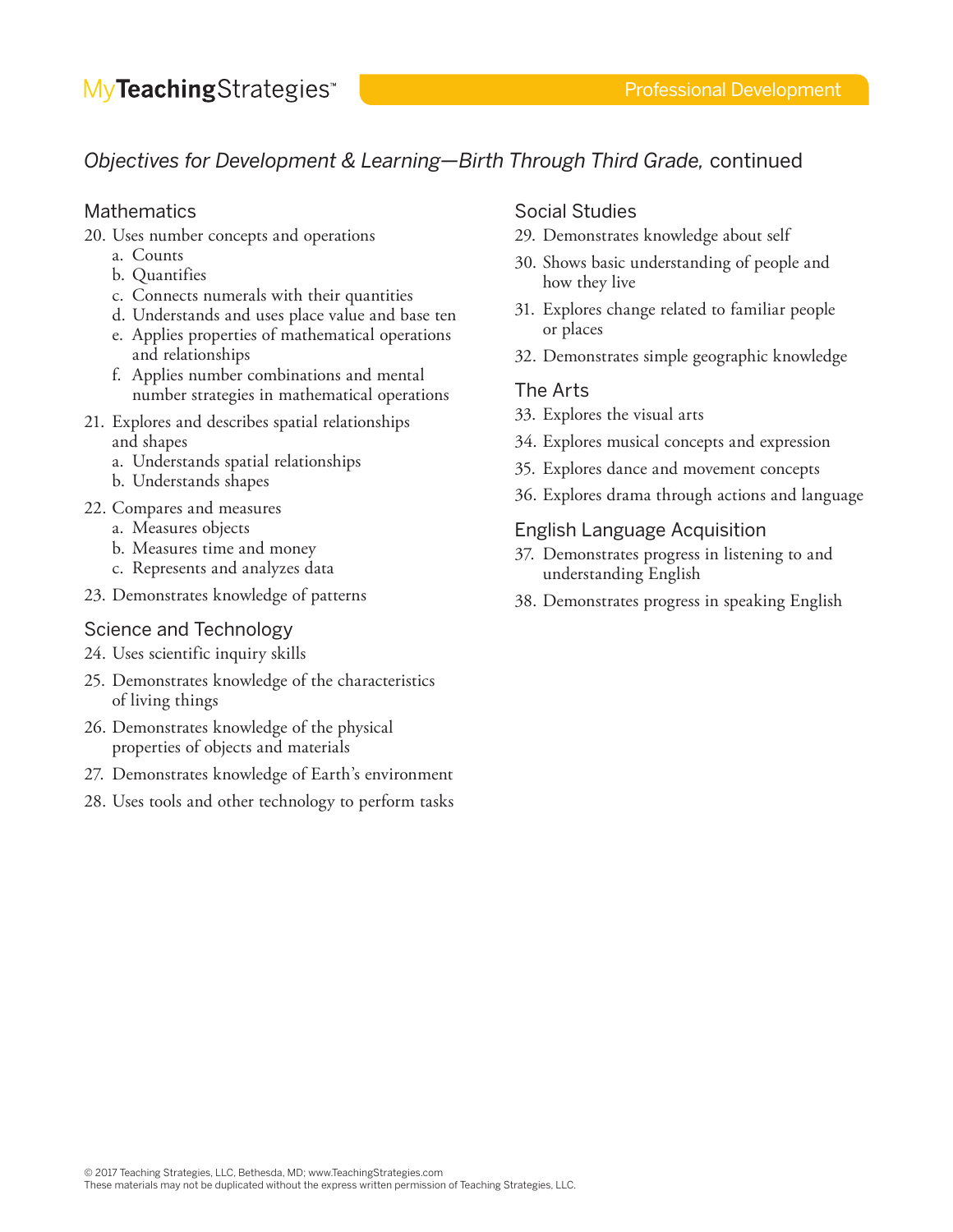## *Objectives for Development & Learning—Birth Through Third Grade,* continued

### Mathematics

20. Uses number concepts and operations
    a. Counts
    b. Quantifies
    c. Connects numerals with their quantities
    d. Understands and uses place value and base ten
    e. Applies properties of mathematical operations and relationships
    f. Applies number combinations and mental number strategies in mathematical operations
21. Explores and describes spatial relationships and shapes
    a. Understands spatial relationships
    b. Understands shapes
22. Compares and measures
    a. Measures objects
    b. Measures time and money
    c. Represents and analyzes data
23. Demonstrates knowledge of patterns

### Science and Technology

24. Uses scientific inquiry skills
25. Demonstrates knowledge of the characteristics of living things
26. Demonstrates knowledge of the physical properties of objects and materials
27. Demonstrates knowledge of Earth's environment
28. Uses tools and other technology to perform tasks

### Social Studies

29. Demonstrates knowledge about self
30. Shows basic understanding of people and how they live
31. Explores change related to familiar people or places
32. Demonstrates simple geographic knowledge

### The Arts

33. Explores the visual arts
34. Explores musical concepts and expression
35. Explores dance and movement concepts
36. Explores drama through actions and language

### English Language Acquisition

37. Demonstrates progress in listening to and understanding English
38. Demonstrates progress in speaking English

© 2017 Teaching Strategies, LLC, Bethesda, MD; www.TeachingStrategies.com
These materials may not be duplicated without the express written permission of Teaching Strategies, LLC.